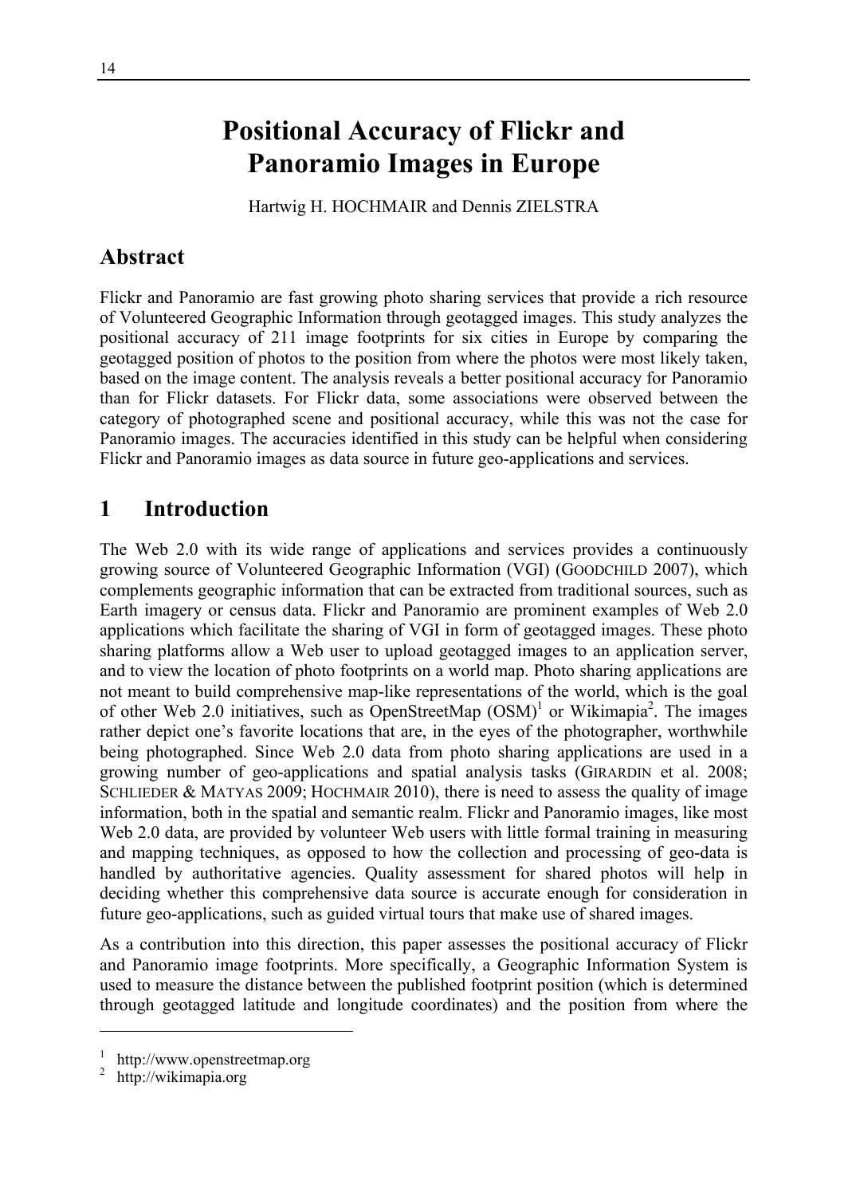# Positional Accuracy of Flickr and Panoramio Images in Europe

Hartwig H. HOCHMAIR and Dennis ZIELSTRA

## Abstract

Flickr and Panoramio are fast growing photo sharing services that provide a rich resource of Volunteered Geographic Information through geotagged images. This study analyzes the positional accuracy of 211 image footprints for six cities in Europe by comparing the geotagged position of photos to the position from where the photos were most likely taken, based on the image content. The analysis reveals a better positional accuracy for Panoramio than for Flickr datasets. For Flickr data, some associations were observed between the category of photographed scene and positional accuracy, while this was not the case for Panoramio images. The accuracies identified in this study can be helpful when considering Flickr and Panoramio images as data source in future geo-applications and services.

## 1 Introduction

The Web 2.0 with its wide range of applications and services provides a continuously growing source of Volunteered Geographic Information (VGI) (GOODCHILD 2007), which complements geographic information that can be extracted from traditional sources, such as Earth imagery or census data. Flickr and Panoramio are prominent examples of Web 2.0 applications which facilitate the sharing of VGI in form of geotagged images. These photo sharing platforms allow a Web user to upload geotagged images to an application server, and to view the location of photo footprints on a world map. Photo sharing applications are not meant to build comprehensive map-like representations of the world, which is the goal of other Web 2.0 initiatives, such as OpenStreetMap (OSM)[1] or Wikimapia[2]. The images rather depict one's favorite locations that are, in the eyes of the photographer, worthwhile being photographed. Since Web 2.0 data from photo sharing applications are used in a growing number of geo-applications and spatial analysis tasks (GIRARDIN et al. 2008; SCHLIEDER & MATYAS 2009; HOCHMAIR 2010), there is need to assess the quality of image information, both in the spatial and semantic realm. Flickr and Panoramio images, like most Web 2.0 data, are provided by volunteer Web users with little formal training in measuring and mapping techniques, as opposed to how the collection and processing of geo-data is handled by authoritative agencies. Quality assessment for shared photos will help in deciding whether this comprehensive data source is accurate enough for consideration in future geo-applications, such as guided virtual tours that make use of shared images.

As a contribution into this direction, this paper assesses the positional accuracy of Flickr and Panoramio image footprints. More specifically, a Geographic Information System is used to measure the distance between the published footprint position (which is determined through geotagged latitude and longitude coordinates) and the position from where the

[1] http://www.openstreetmap.org

[2] http://wikimapia.org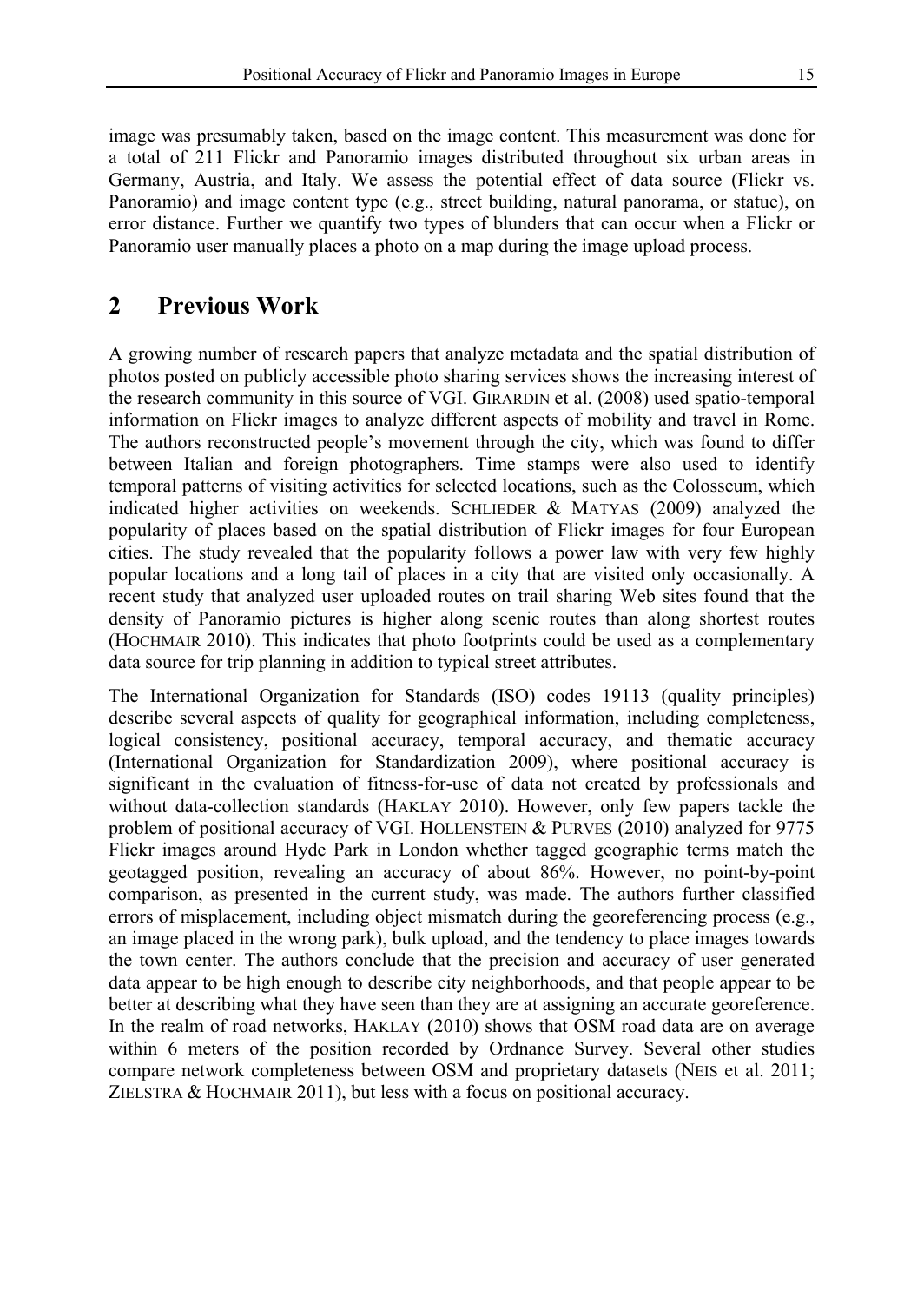image was presumably taken, based on the image content. This measurement was done for a total of 211 Flickr and Panoramio images distributed throughout six urban areas in Germany, Austria, and Italy. We assess the potential effect of data source (Flickr vs. Panoramio) and image content type (e.g., street building, natural panorama, or statue), on error distance. Further we quantify two types of blunders that can occur when a Flickr or Panoramio user manually places a photo on a map during the image upload process.

## 2 Previous Work

A growing number of research papers that analyze metadata and the spatial distribution of photos posted on publicly accessible photo sharing services shows the increasing interest of the research community in this source of VGI. GIRARDIN et al. (2008) used spatio-temporal information on Flickr images to analyze different aspects of mobility and travel in Rome. The authors reconstructed people's movement through the city, which was found to differ between Italian and foreign photographers. Time stamps were also used to identify temporal patterns of visiting activities for selected locations, such as the Colosseum, which indicated higher activities on weekends. SCHLIEDER & MATYAS (2009) analyzed the popularity of places based on the spatial distribution of Flickr images for four European cities. The study revealed that the popularity follows a power law with very few highly popular locations and a long tail of places in a city that are visited only occasionally. A recent study that analyzed user uploaded routes on trail sharing Web sites found that the density of Panoramio pictures is higher along scenic routes than along shortest routes (HOCHMAIR 2010). This indicates that photo footprints could be used as a complementary data source for trip planning in addition to typical street attributes.

The International Organization for Standards (ISO) codes 19113 (quality principles) describe several aspects of quality for geographical information, including completeness, logical consistency, positional accuracy, temporal accuracy, and thematic accuracy (International Organization for Standardization 2009), where positional accuracy is significant in the evaluation of fitness-for-use of data not created by professionals and without data-collection standards (HAKLAY 2010). However, only few papers tackle the problem of positional accuracy of VGI. HOLLENSTEIN & PURVES (2010) analyzed for 9775 Flickr images around Hyde Park in London whether tagged geographic terms match the geotagged position, revealing an accuracy of about 86%. However, no point-by-point comparison, as presented in the current study, was made. The authors further classified errors of misplacement, including object mismatch during the georeferencing process (e.g., an image placed in the wrong park), bulk upload, and the tendency to place images towards the town center. The authors conclude that the precision and accuracy of user generated data appear to be high enough to describe city neighborhoods, and that people appear to be better at describing what they have seen than they are at assigning an accurate georeference. In the realm of road networks, HAKLAY (2010) shows that OSM road data are on average within 6 meters of the position recorded by Ordnance Survey. Several other studies compare network completeness between OSM and proprietary datasets (NEIS et al. 2011; ZIELSTRA & HOCHMAIR 2011), but less with a focus on positional accuracy.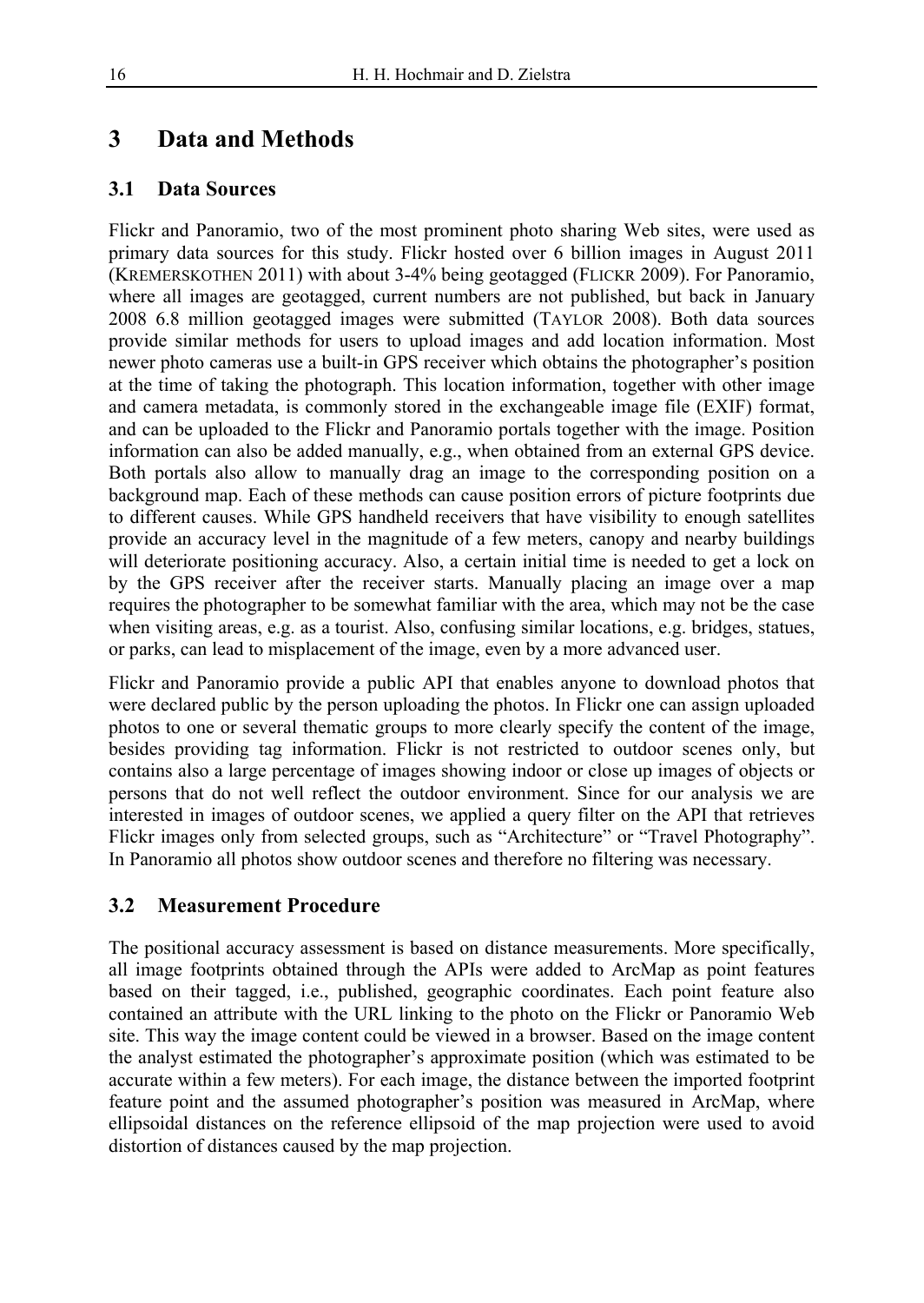# 3 Data and Methods

## 3.1 Data Sources

Flickr and Panoramio, two of the most prominent photo sharing Web sites, were used as primary data sources for this study. Flickr hosted over 6 billion images in August 2011 (KREMERSKOTHEN 2011) with about 3-4% being geotagged (FLICKR 2009). For Panoramio, where all images are geotagged, current numbers are not published, but back in January 2008 6.8 million geotagged images were submitted (TAYLOR 2008). Both data sources provide similar methods for users to upload images and add location information. Most newer photo cameras use a built-in GPS receiver which obtains the photographer's position at the time of taking the photograph. This location information, together with other image and camera metadata, is commonly stored in the exchangeable image file (EXIF) format, and can be uploaded to the Flickr and Panoramio portals together with the image. Position information can also be added manually, e.g., when obtained from an external GPS device. Both portals also allow to manually drag an image to the corresponding position on a background map. Each of these methods can cause position errors of picture footprints due to different causes. While GPS handheld receivers that have visibility to enough satellites provide an accuracy level in the magnitude of a few meters, canopy and nearby buildings will deteriorate positioning accuracy. Also, a certain initial time is needed to get a lock on by the GPS receiver after the receiver starts. Manually placing an image over a map requires the photographer to be somewhat familiar with the area, which may not be the case when visiting areas, e.g. as a tourist. Also, confusing similar locations, e.g. bridges, statues, or parks, can lead to misplacement of the image, even by a more advanced user.

Flickr and Panoramio provide a public API that enables anyone to download photos that were declared public by the person uploading the photos. In Flickr one can assign uploaded photos to one or several thematic groups to more clearly specify the content of the image, besides providing tag information. Flickr is not restricted to outdoor scenes only, but contains also a large percentage of images showing indoor or close up images of objects or persons that do not well reflect the outdoor environment. Since for our analysis we are interested in images of outdoor scenes, we applied a query filter on the API that retrieves Flickr images only from selected groups, such as "Architecture" or "Travel Photography". In Panoramio all photos show outdoor scenes and therefore no filtering was necessary.

## 3.2 Measurement Procedure

The positional accuracy assessment is based on distance measurements. More specifically, all image footprints obtained through the APIs were added to ArcMap as point features based on their tagged, i.e., published, geographic coordinates. Each point feature also contained an attribute with the URL linking to the photo on the Flickr or Panoramio Web site. This way the image content could be viewed in a browser. Based on the image content the analyst estimated the photographer's approximate position (which was estimated to be accurate within a few meters). For each image, the distance between the imported footprint feature point and the assumed photographer's position was measured in ArcMap, where ellipsoidal distances on the reference ellipsoid of the map projection were used to avoid distortion of distances caused by the map projection.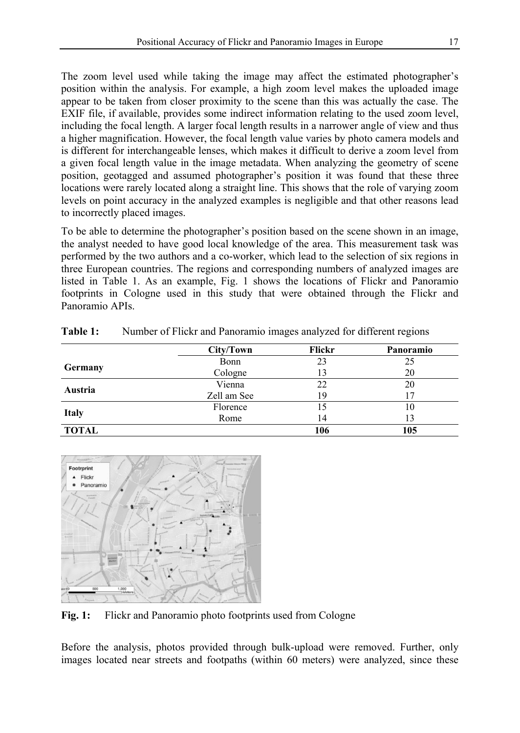The zoom level used while taking the image may affect the estimated photographer's position within the analysis. For example, a high zoom level makes the uploaded image appear to be taken from closer proximity to the scene than this was actually the case. The EXIF file, if available, provides some indirect information relating to the used zoom level, including the focal length. A larger focal length results in a narrower angle of view and thus a higher magnification. However, the focal length value varies by photo camera models and is different for interchangeable lenses, which makes it difficult to derive a zoom level from a given focal length value in the image metadata. When analyzing the geometry of scene position, geotagged and assumed photographer's position it was found that these three locations were rarely located along a straight line. This shows that the role of varying zoom levels on point accuracy in the analyzed examples is negligible and that other reasons lead to incorrectly placed images.

To be able to determine the photographer's position based on the scene shown in an image, the analyst needed to have good local knowledge of the area. This measurement task was performed by the two authors and a co-worker, which lead to the selection of six regions in three European countries. The regions and corresponding numbers of analyzed images are listed in Table 1. As an example, Fig. 1 shows the locations of Flickr and Panoramio footprints in Cologne used in this study that were obtained through the Flickr and Panoramio APIs.

**Table 1:** Number of Flickr and Panoramio images analyzed for different regions

| | City/Town | Flickr | Panoramio |
|---|---|---|---|
| **Germany** | Bonn | 23 | 25 |
| | Cologne | 13 | 20 |
| **Austria** | Vienna | 22 | 20 |
| | Zell am See | 19 | 17 |
| **Italy** | Florence | 15 | 10 |
| | Rome | 14 | 13 |
| **TOTAL** | | **106** | **105** |

**Fig. 1:** Flickr and Panoramio photo footprints used from Cologne

Before the analysis, photos provided through bulk-upload were removed. Further, only images located near streets and footpaths (within 60 meters) were analyzed, since these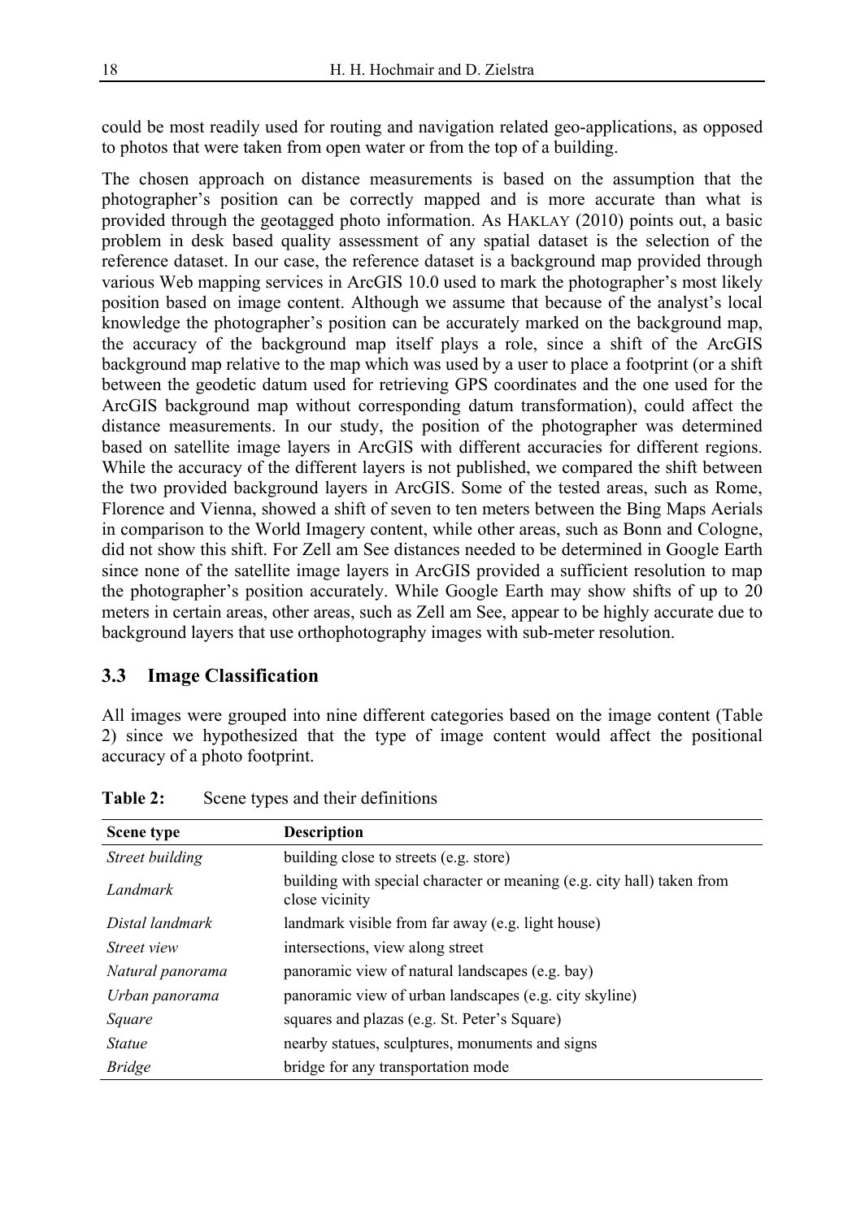could be most readily used for routing and navigation related geo-applications, as opposed to photos that were taken from open water or from the top of a building.

The chosen approach on distance measurements is based on the assumption that the photographer's position can be correctly mapped and is more accurate than what is provided through the geotagged photo information. As HAKLAY (2010) points out, a basic problem in desk based quality assessment of any spatial dataset is the selection of the reference dataset. In our case, the reference dataset is a background map provided through various Web mapping services in ArcGIS 10.0 used to mark the photographer's most likely position based on image content. Although we assume that because of the analyst's local knowledge the photographer's position can be accurately marked on the background map, the accuracy of the background map itself plays a role, since a shift of the ArcGIS background map relative to the map which was used by a user to place a footprint (or a shift between the geodetic datum used for retrieving GPS coordinates and the one used for the ArcGIS background map without corresponding datum transformation), could affect the distance measurements. In our study, the position of the photographer was determined based on satellite image layers in ArcGIS with different accuracies for different regions. While the accuracy of the different layers is not published, we compared the shift between the two provided background layers in ArcGIS. Some of the tested areas, such as Rome, Florence and Vienna, showed a shift of seven to ten meters between the Bing Maps Aerials in comparison to the World Imagery content, while other areas, such as Bonn and Cologne, did not show this shift. For Zell am See distances needed to be determined in Google Earth since none of the satellite image layers in ArcGIS provided a sufficient resolution to map the photographer's position accurately. While Google Earth may show shifts of up to 20 meters in certain areas, other areas, such as Zell am See, appear to be highly accurate due to background layers that use orthophotography images with sub-meter resolution.

## 3.3 Image Classification

All images were grouped into nine different categories based on the image content (Table 2) since we hypothesized that the type of image content would affect the positional accuracy of a photo footprint.

**Table 2:** Scene types and their definitions

| Scene type | Description |
|---|---|
| *Street building* | building close to streets (e.g. store) |
| *Landmark* | building with special character or meaning (e.g. city hall) taken from close vicinity |
| *Distal landmark* | landmark visible from far away (e.g. light house) |
| *Street view* | intersections, view along street |
| *Natural panorama* | panoramic view of natural landscapes (e.g. bay) |
| *Urban panorama* | panoramic view of urban landscapes (e.g. city skyline) |
| *Square* | squares and plazas (e.g. St. Peter's Square) |
| *Statue* | nearby statues, sculptures, monuments and signs |
| *Bridge* | bridge for any transportation mode |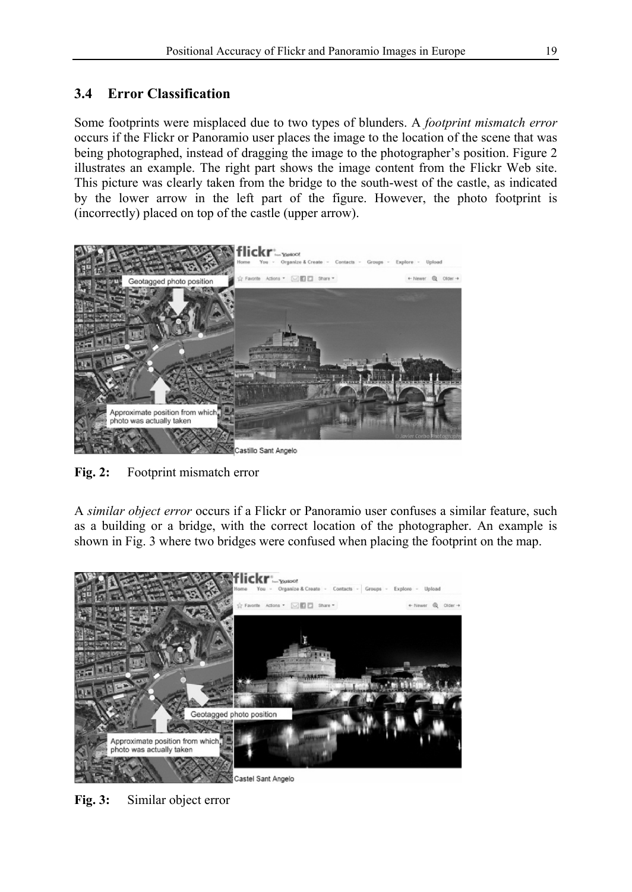### 3.4 Error Classification

Some footprints were misplaced due to two types of blunders. A *footprint mismatch error* occurs if the Flickr or Panoramio user places the image to the location of the scene that was being photographed, instead of dragging the image to the photographer's position. Figure 2 illustrates an example. The right part shows the image content from the Flickr Web site. This picture was clearly taken from the bridge to the south-west of the castle, as indicated by the lower arrow in the left part of the figure. However, the photo footprint is (incorrectly) placed on top of the castle (upper arrow).

**Fig. 2:** Footprint mismatch error

A *similar object error* occurs if a Flickr or Panoramio user confuses a similar feature, such as a building or a bridge, with the correct location of the photographer. An example is shown in Fig. 3 where two bridges were confused when placing the footprint on the map.

**Fig. 3:** Similar object error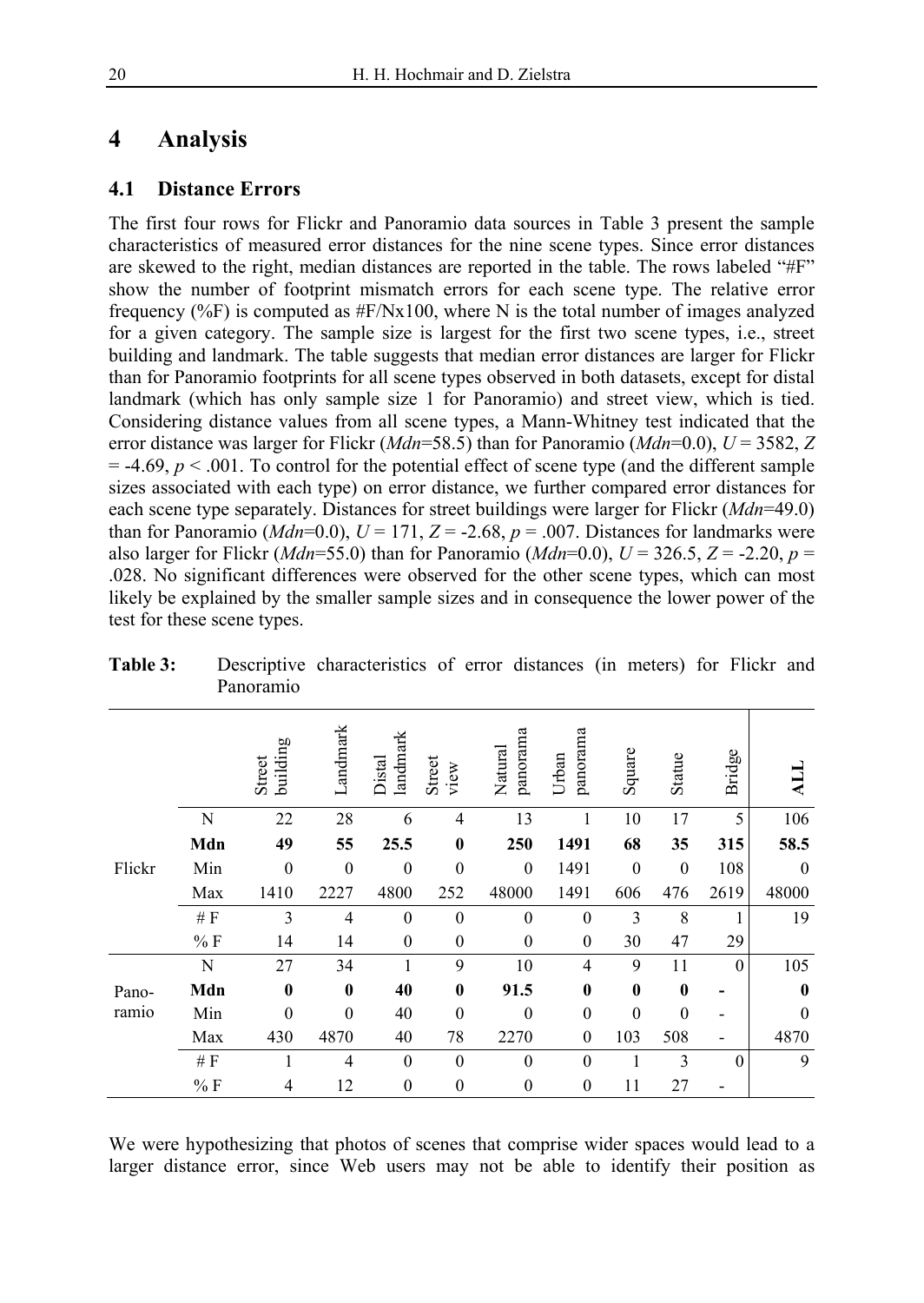# 4 Analysis

## 4.1 Distance Errors

The first four rows for Flickr and Panoramio data sources in Table 3 present the sample characteristics of measured error distances for the nine scene types. Since error distances are skewed to the right, median distances are reported in the table. The rows labeled "#F" show the number of footprint mismatch errors for each scene type. The relative error frequency (%F) is computed as #F/Nx100, where N is the total number of images analyzed for a given category. The sample size is largest for the first two scene types, i.e., street building and landmark. The table suggests that median error distances are larger for Flickr than for Panoramio footprints for all scene types observed in both datasets, except for distal landmark (which has only sample size 1 for Panoramio) and street view, which is tied. Considering distance values from all scene types, a Mann-Whitney test indicated that the error distance was larger for Flickr (*Mdn*=58.5) than for Panoramio (*Mdn*=0.0), $U = 3582$, $Z = -4.69$, $p < .001$. To control for the potential effect of scene type (and the different sample sizes associated with each type) on error distance, we further compared error distances for each scene type separately. Distances for street buildings were larger for Flickr (*Mdn*=49.0) than for Panoramio (*Mdn*=0.0), $U = 171$, $Z = -2.68$, $p = .007$. Distances for landmarks were also larger for Flickr (*Mdn*=55.0) than for Panoramio (*Mdn*=0.0), $U = 326.5$, $Z = -2.20$, $p = .028$. No significant differences were observed for the other scene types, which can most likely be explained by the smaller sample sizes and in consequence the lower power of the test for these scene types.

**Table 3:** Descriptive characteristics of error distances (in meters) for Flickr and Panoramio

| | | Street building | Landmark | Distal landmark | Street view | Natural panorama | Urban panorama | Square | Statue | Bridge | ALL |
|---|---|---|---|---|---|---|---|---|---|---|---|
| Flickr | N | 22 | 28 | 6 | 4 | 13 | 1 | 10 | 17 | 5 | 106 |
| | **Mdn** | **49** | **55** | **25.5** | **0** | **250** | **1491** | **68** | **35** | **315** | **58.5** |
| | Min | 0 | 0 | 0 | 0 | 0 | 1491 | 0 | 0 | 108 | 0 |
| | Max | 1410 | 2227 | 4800 | 252 | 48000 | 1491 | 606 | 476 | 2619 | 48000 |
| | # F | 3 | 4 | 0 | 0 | 0 | 0 | 3 | 8 | 1 | 19 |
| | % F | 14 | 14 | 0 | 0 | 0 | 0 | 30 | 47 | 29 | |
| Panoramio | N | 27 | 34 | 1 | 9 | 10 | 4 | 9 | 11 | 0 | 105 |
| | **Mdn** | **0** | **0** | **40** | **0** | **91.5** | **0** | **0** | **0** | **-** | **0** |
| | Min | 0 | 0 | 40 | 0 | 0 | 0 | 0 | 0 | - | 0 |
| | Max | 430 | 4870 | 40 | 78 | 2270 | 0 | 103 | 508 | - | 4870 |
| | # F | 1 | 4 | 0 | 0 | 0 | 0 | 1 | 3 | 0 | 9 |
| | % F | 4 | 12 | 0 | 0 | 0 | 0 | 11 | 27 | - | |

We were hypothesizing that photos of scenes that comprise wider spaces would lead to a larger distance error, since Web users may not be able to identify their position as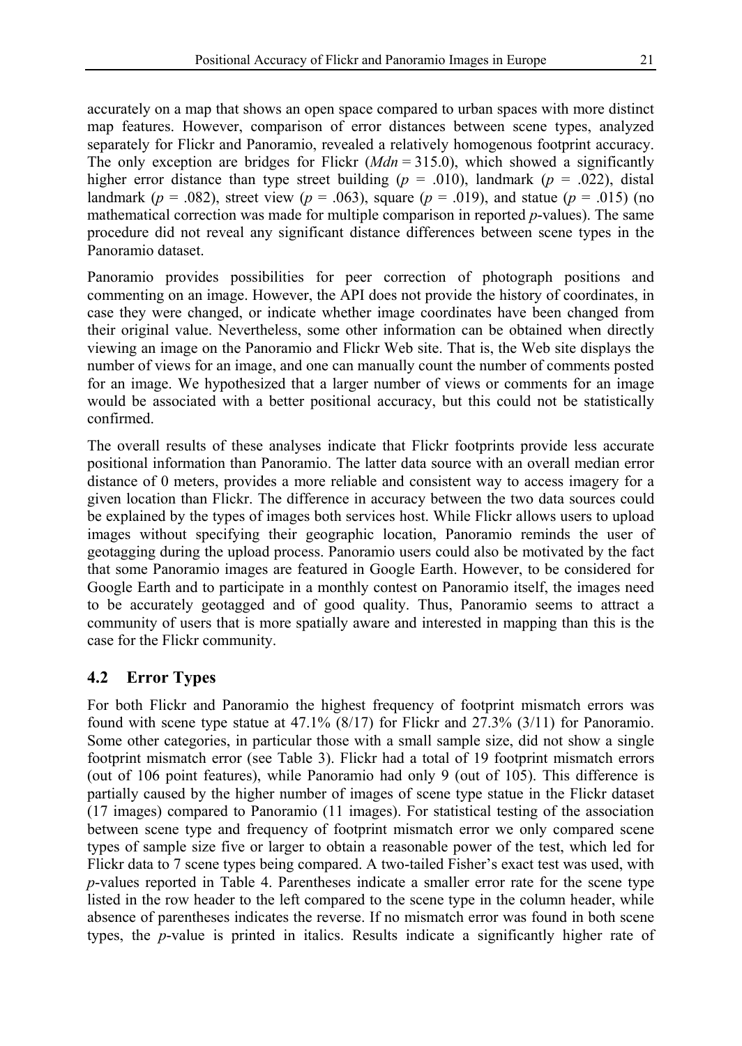accurately on a map that shows an open space compared to urban spaces with more distinct map features. However, comparison of error distances between scene types, analyzed separately for Flickr and Panoramio, revealed a relatively homogenous footprint accuracy. The only exception are bridges for Flickr ($Mdn = 315.0$), which showed a significantly higher error distance than type street building ($p$ = .010), landmark ($p$ = .022), distal landmark ($p$ = .082), street view ($p$ = .063), square ($p$ = .019), and statue ($p$ = .015) (no mathematical correction was made for multiple comparison in reported $p$-values). The same procedure did not reveal any significant distance differences between scene types in the Panoramio dataset.

Panoramio provides possibilities for peer correction of photograph positions and commenting on an image. However, the API does not provide the history of coordinates, in case they were changed, or indicate whether image coordinates have been changed from their original value. Nevertheless, some other information can be obtained when directly viewing an image on the Panoramio and Flickr Web site. That is, the Web site displays the number of views for an image, and one can manually count the number of comments posted for an image. We hypothesized that a larger number of views or comments for an image would be associated with a better positional accuracy, but this could not be statistically confirmed.

The overall results of these analyses indicate that Flickr footprints provide less accurate positional information than Panoramio. The latter data source with an overall median error distance of 0 meters, provides a more reliable and consistent way to access imagery for a given location than Flickr. The difference in accuracy between the two data sources could be explained by the types of images both services host. While Flickr allows users to upload images without specifying their geographic location, Panoramio reminds the user of geotagging during the upload process. Panoramio users could also be motivated by the fact that some Panoramio images are featured in Google Earth. However, to be considered for Google Earth and to participate in a monthly contest on Panoramio itself, the images need to be accurately geotagged and of good quality. Thus, Panoramio seems to attract a community of users that is more spatially aware and interested in mapping than this is the case for the Flickr community.

## 4.2 Error Types

For both Flickr and Panoramio the highest frequency of footprint mismatch errors was found with scene type statue at 47.1% (8/17) for Flickr and 27.3% (3/11) for Panoramio. Some other categories, in particular those with a small sample size, did not show a single footprint mismatch error (see Table 3). Flickr had a total of 19 footprint mismatch errors (out of 106 point features), while Panoramio had only 9 (out of 105). This difference is partially caused by the higher number of images of scene type statue in the Flickr dataset (17 images) compared to Panoramio (11 images). For statistical testing of the association between scene type and frequency of footprint mismatch error we only compared scene types of sample size five or larger to obtain a reasonable power of the test, which led for Flickr data to 7 scene types being compared. A two-tailed Fisher's exact test was used, with $p$-values reported in Table 4. Parentheses indicate a smaller error rate for the scene type listed in the row header to the left compared to the scene type in the column header, while absence of parentheses indicates the reverse. If no mismatch error was found in both scene types, the $p$-value is printed in italics. Results indicate a significantly higher rate of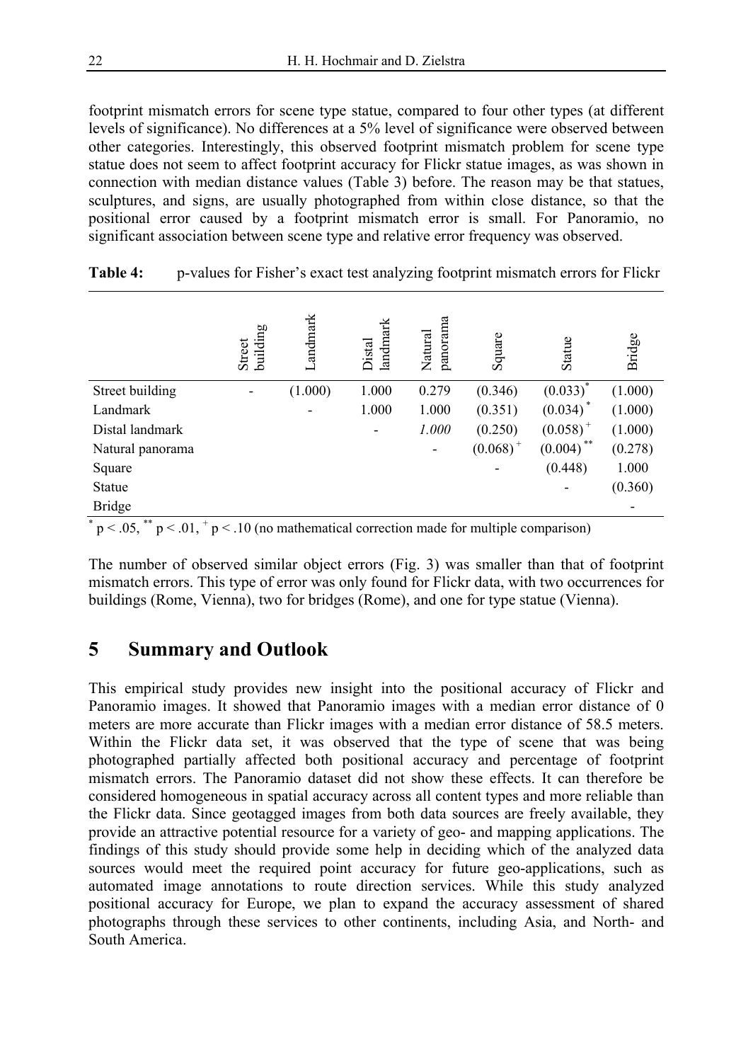footprint mismatch errors for scene type statue, compared to four other types (at different levels of significance). No differences at a 5% level of significance were observed between other categories. Interestingly, this observed footprint mismatch problem for scene type statue does not seem to affect footprint accuracy for Flickr statue images, as was shown in connection with median distance values (Table 3) before. The reason may be that statues, sculptures, and signs, are usually photographed from within close distance, so that the positional error caused by a footprint mismatch error is small. For Panoramio, no significant association between scene type and relative error frequency was observed.

**Table 4:** p-values for Fisher's exact test analyzing footprint mismatch errors for Flickr

| | Street building | Landmark | Distal landmark | Natural panorama | Square | Statue | Bridge |
|---|---|---|---|---|---|---|---|
| Street building | - | (1.000) | 1.000 | 0.279 | (0.346) | (0.033)* | (1.000) |
| Landmark | | - | 1.000 | 1.000 | (0.351) | (0.034)* | (1.000) |
| Distal landmark | | | - | *1.000* | (0.250) | (0.058)+ | (1.000) |
| Natural panorama | | | | - | (0.068)+ | (0.004)** | (0.278) |
| Square | | | | | - | (0.448) | 1.000 |
| Statue | | | | | | - | (0.360) |
| Bridge | | | | | | | - |

\* $p < .05$, \*\* $p < .01$, + $p < .10$ (no mathematical correction made for multiple comparison)

The number of observed similar object errors (Fig. 3) was smaller than that of footprint mismatch errors. This type of error was only found for Flickr data, with two occurrences for buildings (Rome, Vienna), two for bridges (Rome), and one for type statue (Vienna).

## 5 Summary and Outlook

This empirical study provides new insight into the positional accuracy of Flickr and Panoramio images. It showed that Panoramio images with a median error distance of 0 meters are more accurate than Flickr images with a median error distance of 58.5 meters. Within the Flickr data set, it was observed that the type of scene that was being photographed partially affected both positional accuracy and percentage of footprint mismatch errors. The Panoramio dataset did not show these effects. It can therefore be considered homogeneous in spatial accuracy across all content types and more reliable than the Flickr data. Since geotagged images from both data sources are freely available, they provide an attractive potential resource for a variety of geo- and mapping applications. The findings of this study should provide some help in deciding which of the analyzed data sources would meet the required point accuracy for future geo-applications, such as automated image annotations to route direction services. While this study analyzed positional accuracy for Europe, we plan to expand the accuracy assessment of shared photographs through these services to other continents, including Asia, and North- and South America.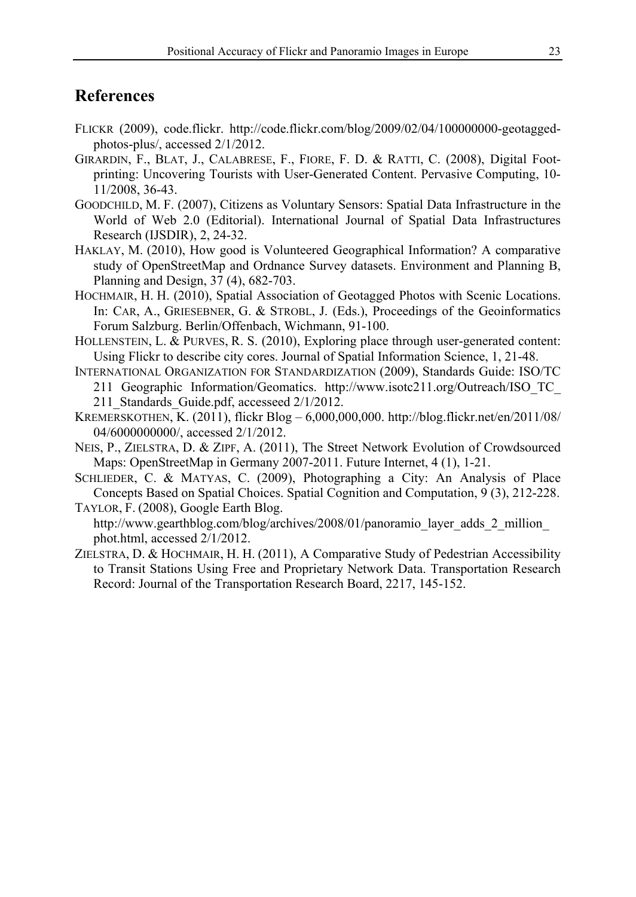## References

FLICKR (2009), code.flickr. http://code.flickr.com/blog/2009/02/04/100000000-geotagged-photos-plus/, accessed 2/1/2012.

GIRARDIN, F., BLAT, J., CALABRESE, F., FIORE, F. D. & RATTI, C. (2008), Digital Foot-printing: Uncovering Tourists with User-Generated Content. Pervasive Computing, 10-11/2008, 36-43.

GOODCHILD, M. F. (2007), Citizens as Voluntary Sensors: Spatial Data Infrastructure in the World of Web 2.0 (Editorial). International Journal of Spatial Data Infrastructures Research (IJSDIR), 2, 24-32.

HAKLAY, M. (2010), How good is Volunteered Geographical Information? A comparative study of OpenStreetMap and Ordnance Survey datasets. Environment and Planning B, Planning and Design, 37 (4), 682-703.

HOCHMAIR, H. H. (2010), Spatial Association of Geotagged Photos with Scenic Locations. In: CAR, A., GRIESEBNER, G. & STROBL, J. (Eds.), Proceedings of the Geoinformatics Forum Salzburg. Berlin/Offenbach, Wichmann, 91-100.

HOLLENSTEIN, L. & PURVES, R. S. (2010), Exploring place through user-generated content: Using Flickr to describe city cores. Journal of Spatial Information Science, 1, 21-48.

INTERNATIONAL ORGANIZATION FOR STANDARDIZATION (2009), Standards Guide: ISO/TC 211 Geographic Information/Geomatics. http://www.isotc211.org/Outreach/ISO_TC_211_Standards_Guide.pdf, accesseed 2/1/2012.

KREMERSKOTHEN, K. (2011), flickr Blog – 6,000,000,000. http://blog.flickr.net/en/2011/08/04/6000000000/, accessed 2/1/2012.

NEIS, P., ZIELSTRA, D. & ZIPF, A. (2011), The Street Network Evolution of Crowdsourced Maps: OpenStreetMap in Germany 2007-2011. Future Internet, 4 (1), 1-21.

SCHLIEDER, C. & MATYAS, C. (2009), Photographing a City: An Analysis of Place Concepts Based on Spatial Choices. Spatial Cognition and Computation, 9 (3), 212-228.

TAYLOR, F. (2008), Google Earth Blog. http://www.gearthblog.com/blog/archives/2008/01/panoramio_layer_adds_2_million_phot.html, accessed 2/1/2012.

ZIELSTRA, D. & HOCHMAIR, H. H. (2011), A Comparative Study of Pedestrian Accessibility to Transit Stations Using Free and Proprietary Network Data. Transportation Research Record: Journal of the Transportation Research Board, 2217, 145-152.